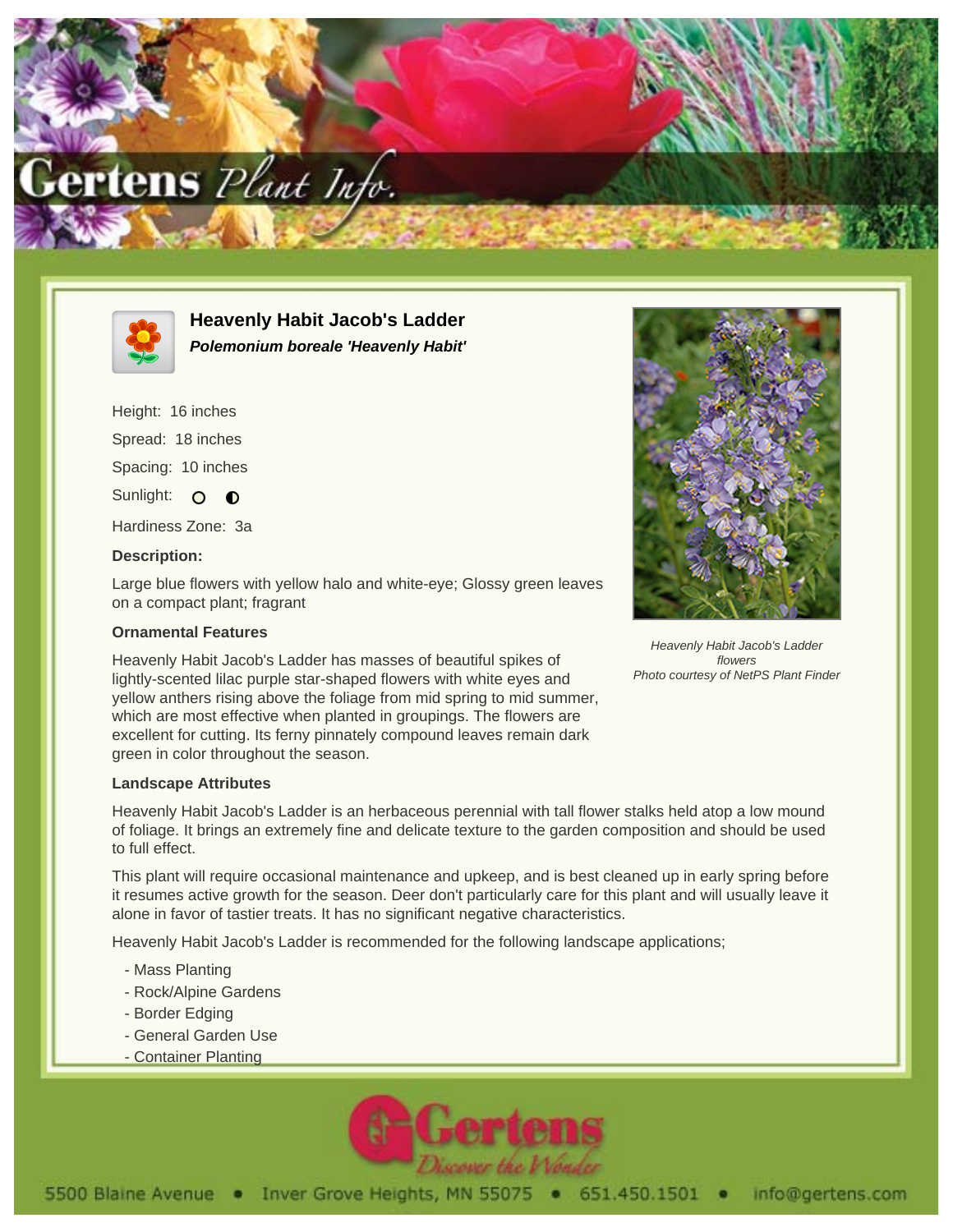# Heavenly Habit Jacob's Ladder

***Polemonium boreale 'Heavenly Habit'***

Height: 16 inches

Spread: 18 inches

Spacing: 10 inches

Sunlight:

Hardiness Zone: 3a

### Description:

Large blue flowers with yellow halo and white-eye; Glossy green leaves on a compact plant; fragrant

*Heavenly Habit Jacob's Ladder flowers*
*Photo courtesy of NetPS Plant Finder*

### Ornamental Features

Heavenly Habit Jacob's Ladder has masses of beautiful spikes of lightly-scented lilac purple star-shaped flowers with white eyes and yellow anthers rising above the foliage from mid spring to mid summer, which are most effective when planted in groupings. The flowers are excellent for cutting. Its ferny pinnately compound leaves remain dark green in color throughout the season.

### Landscape Attributes

Heavenly Habit Jacob's Ladder is an herbaceous perennial with tall flower stalks held atop a low mound of foliage. It brings an extremely fine and delicate texture to the garden composition and should be used to full effect.

This plant will require occasional maintenance and upkeep, and is best cleaned up in early spring before it resumes active growth for the season. Deer don't particularly care for this plant and will usually leave it alone in favor of tastier treats. It has no significant negative characteristics.

Heavenly Habit Jacob's Ladder is recommended for the following landscape applications;

- Mass Planting
- Rock/Alpine Gardens
- Border Edging
- General Garden Use
- Container Planting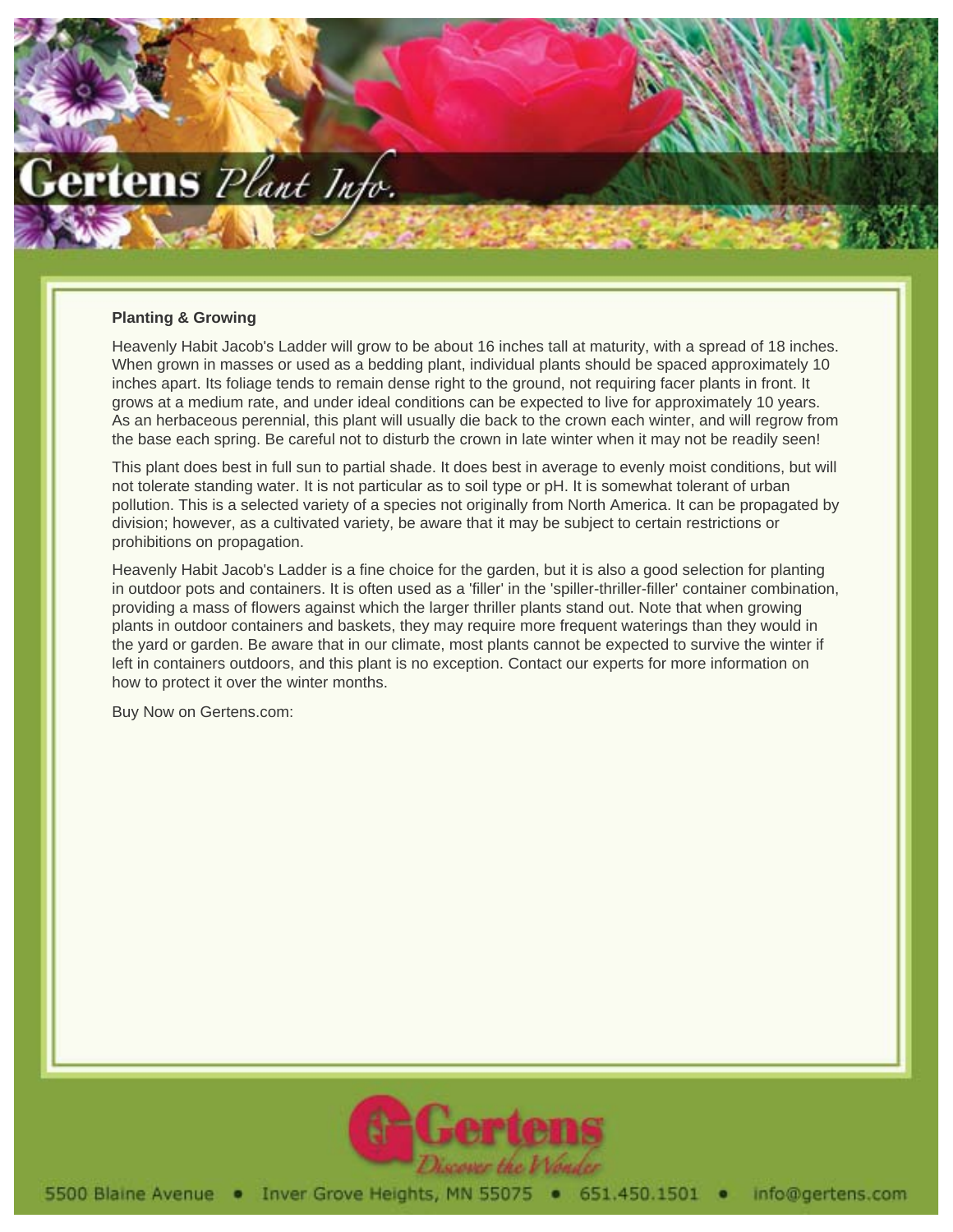**Planting & Growing**

Heavenly Habit Jacob's Ladder will grow to be about 16 inches tall at maturity, with a spread of 18 inches. When grown in masses or used as a bedding plant, individual plants should be spaced approximately 10 inches apart. Its foliage tends to remain dense right to the ground, not requiring facer plants in front. It grows at a medium rate, and under ideal conditions can be expected to live for approximately 10 years. As an herbaceous perennial, this plant will usually die back to the crown each winter, and will regrow from the base each spring. Be careful not to disturb the crown in late winter when it may not be readily seen!

This plant does best in full sun to partial shade. It does best in average to evenly moist conditions, but will not tolerate standing water. It is not particular as to soil type or pH. It is somewhat tolerant of urban pollution. This is a selected variety of a species not originally from North America. It can be propagated by division; however, as a cultivated variety, be aware that it may be subject to certain restrictions or prohibitions on propagation.

Heavenly Habit Jacob's Ladder is a fine choice for the garden, but it is also a good selection for planting in outdoor pots and containers. It is often used as a 'filler' in the 'spiller-thriller-filler' container combination, providing a mass of flowers against which the larger thriller plants stand out. Note that when growing plants in outdoor containers and baskets, they may require more frequent waterings than they would in the yard or garden. Be aware that in our climate, most plants cannot be expected to survive the winter if left in containers outdoors, and this plant is no exception. Contact our experts for more information on how to protect it over the winter months.

Buy Now on Gertens.com: